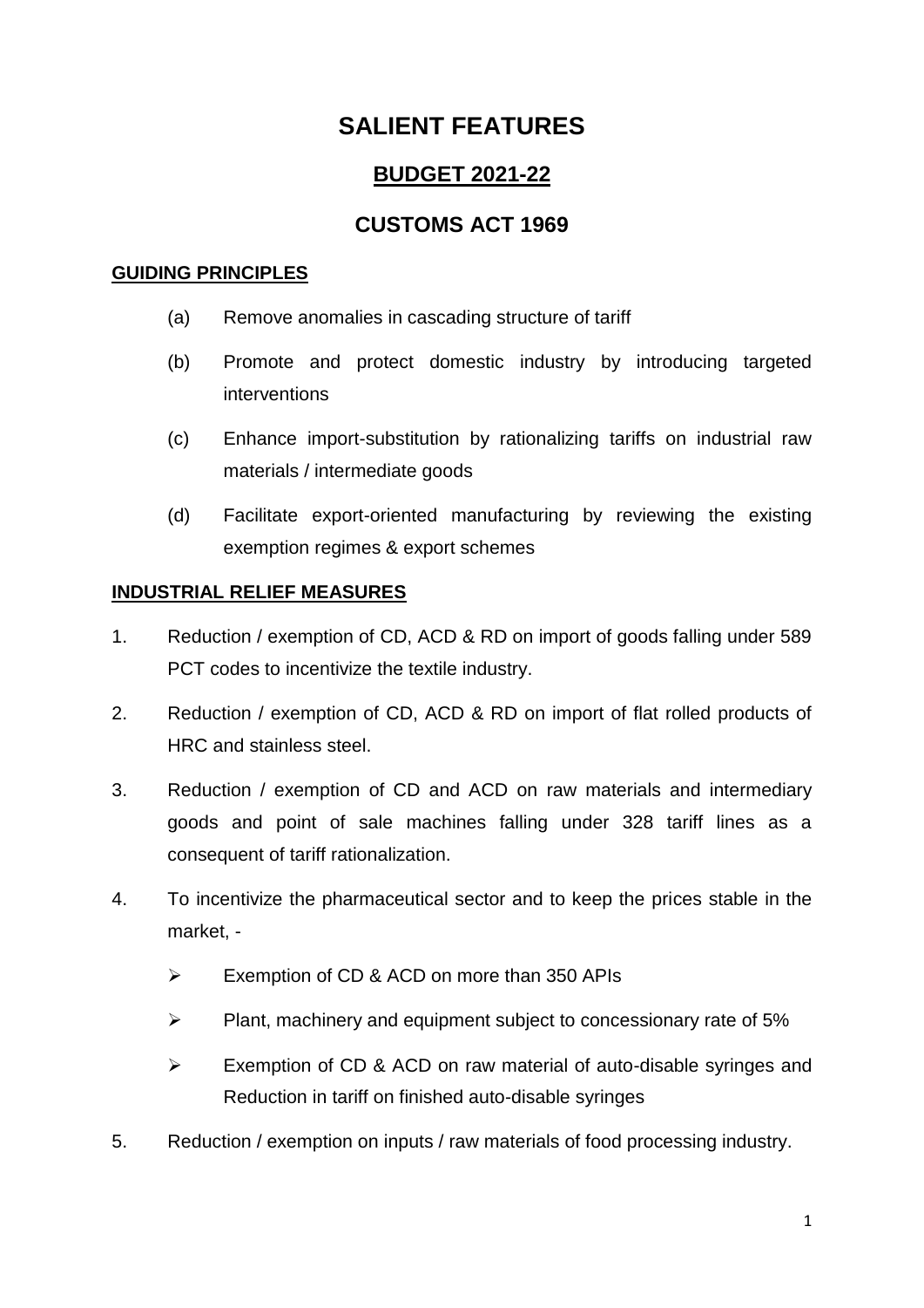# SALIENT FEATURES

## BUDGET 2021-22

## CUSTOMS ACT 1969

### GUIDING PRINCIPLES

(a) Remove anomalies in cascading structure of tariff

(b) Promote and protect domestic industry by introducing targeted interventions

(c) Enhance import-substitution by rationalizing tariffs on industrial raw materials / intermediate goods

(d) Facilitate export-oriented manufacturing by reviewing the existing exemption regimes & export schemes

### INDUSTRIAL RELIEF MEASURES

1. Reduction / exemption of CD, ACD & RD on import of goods falling under 589 PCT codes to incentivize the textile industry.
2. Reduction / exemption of CD, ACD & RD on import of flat rolled products of HRC and stainless steel.
3. Reduction / exemption of CD and ACD on raw materials and intermediary goods and point of sale machines falling under 328 tariff lines as a consequent of tariff rationalization.
4. To incentivize the pharmaceutical sector and to keep the prices stable in the market, -
   - Exemption of CD & ACD on more than 350 APIs
   - Plant, machinery and equipment subject to concessionary rate of 5%
   - Exemption of CD & ACD on raw material of auto-disable syringes and Reduction in tariff on finished auto-disable syringes
5. Reduction / exemption on inputs / raw materials of food processing industry.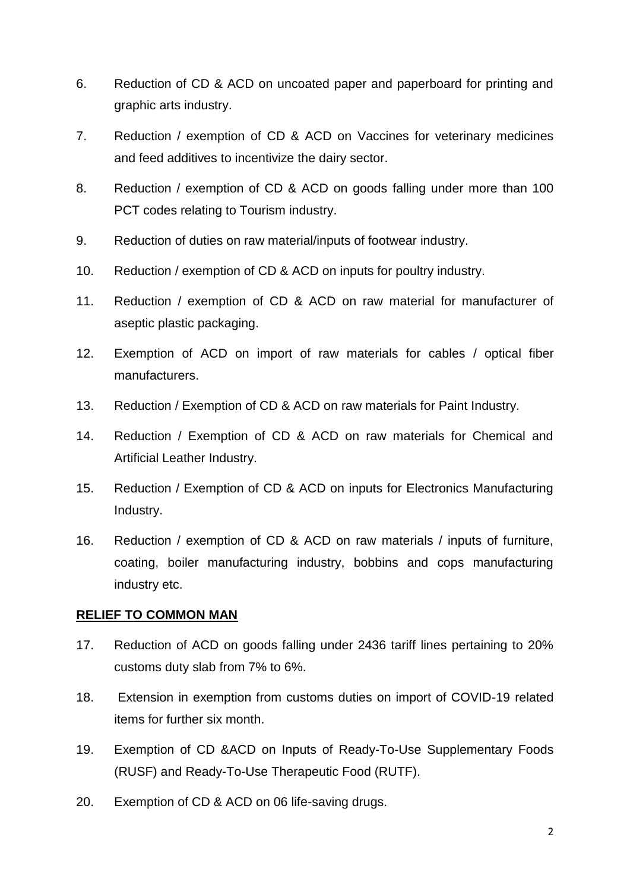6. Reduction of CD & ACD on uncoated paper and paperboard for printing and graphic arts industry.

7. Reduction / exemption of CD & ACD on Vaccines for veterinary medicines and feed additives to incentivize the dairy sector.

8. Reduction / exemption of CD & ACD on goods falling under more than 100 PCT codes relating to Tourism industry.

9. Reduction of duties on raw material/inputs of footwear industry.

10. Reduction / exemption of CD & ACD on inputs for poultry industry.

11. Reduction / exemption of CD & ACD on raw material for manufacturer of aseptic plastic packaging.

12. Exemption of ACD on import of raw materials for cables / optical fiber manufacturers.

13. Reduction / Exemption of CD & ACD on raw materials for Paint Industry.

14. Reduction / Exemption of CD & ACD on raw materials for Chemical and Artificial Leather Industry.

15. Reduction / Exemption of CD & ACD on inputs for Electronics Manufacturing Industry.

16. Reduction / exemption of CD & ACD on raw materials / inputs of furniture, coating, boiler manufacturing industry, bobbins and cops manufacturing industry etc.

**RELIEF TO COMMON MAN**

17. Reduction of ACD on goods falling under 2436 tariff lines pertaining to 20% customs duty slab from 7% to 6%.

18. Extension in exemption from customs duties on import of COVID-19 related items for further six month.

19. Exemption of CD &ACD on Inputs of Ready-To-Use Supplementary Foods (RUSF) and Ready-To-Use Therapeutic Food (RUTF).

20. Exemption of CD & ACD on 06 life-saving drugs.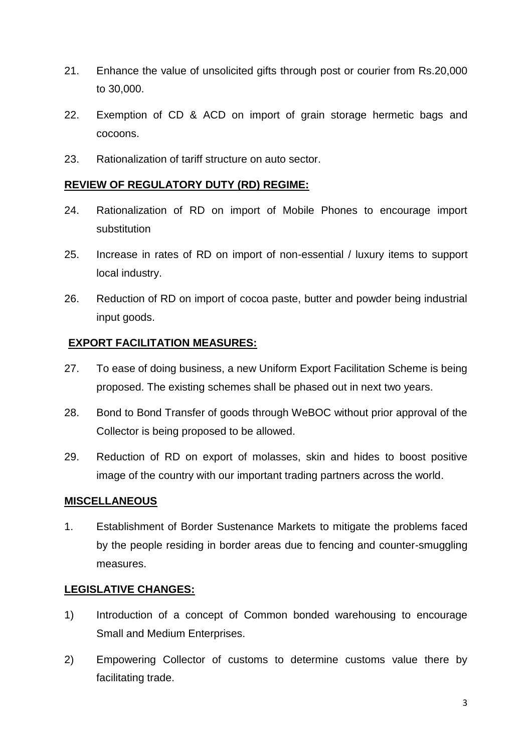21. Enhance the value of unsolicited gifts through post or courier from Rs.20,000 to 30,000.

22. Exemption of CD & ACD on import of grain storage hermetic bags and cocoons.

23. Rationalization of tariff structure on auto sector.

**REVIEW OF REGULATORY DUTY (RD) REGIME:**

24. Rationalization of RD on import of Mobile Phones to encourage import substitution

25. Increase in rates of RD on import of non-essential / luxury items to support local industry.

26. Reduction of RD on import of cocoa paste, butter and powder being industrial input goods.

**EXPORT FACILITATION MEASURES:**

27. To ease of doing business, a new Uniform Export Facilitation Scheme is being proposed. The existing schemes shall be phased out in next two years.

28. Bond to Bond Transfer of goods through WeBOC without prior approval of the Collector is being proposed to be allowed.

29. Reduction of RD on export of molasses, skin and hides to boost positive image of the country with our important trading partners across the world.

**MISCELLANEOUS**

1. Establishment of Border Sustenance Markets to mitigate the problems faced by the people residing in border areas due to fencing and counter-smuggling measures.

**LEGISLATIVE CHANGES:**

1) Introduction of a concept of Common bonded warehousing to encourage Small and Medium Enterprises.

2) Empowering Collector of customs to determine customs value there by facilitating trade.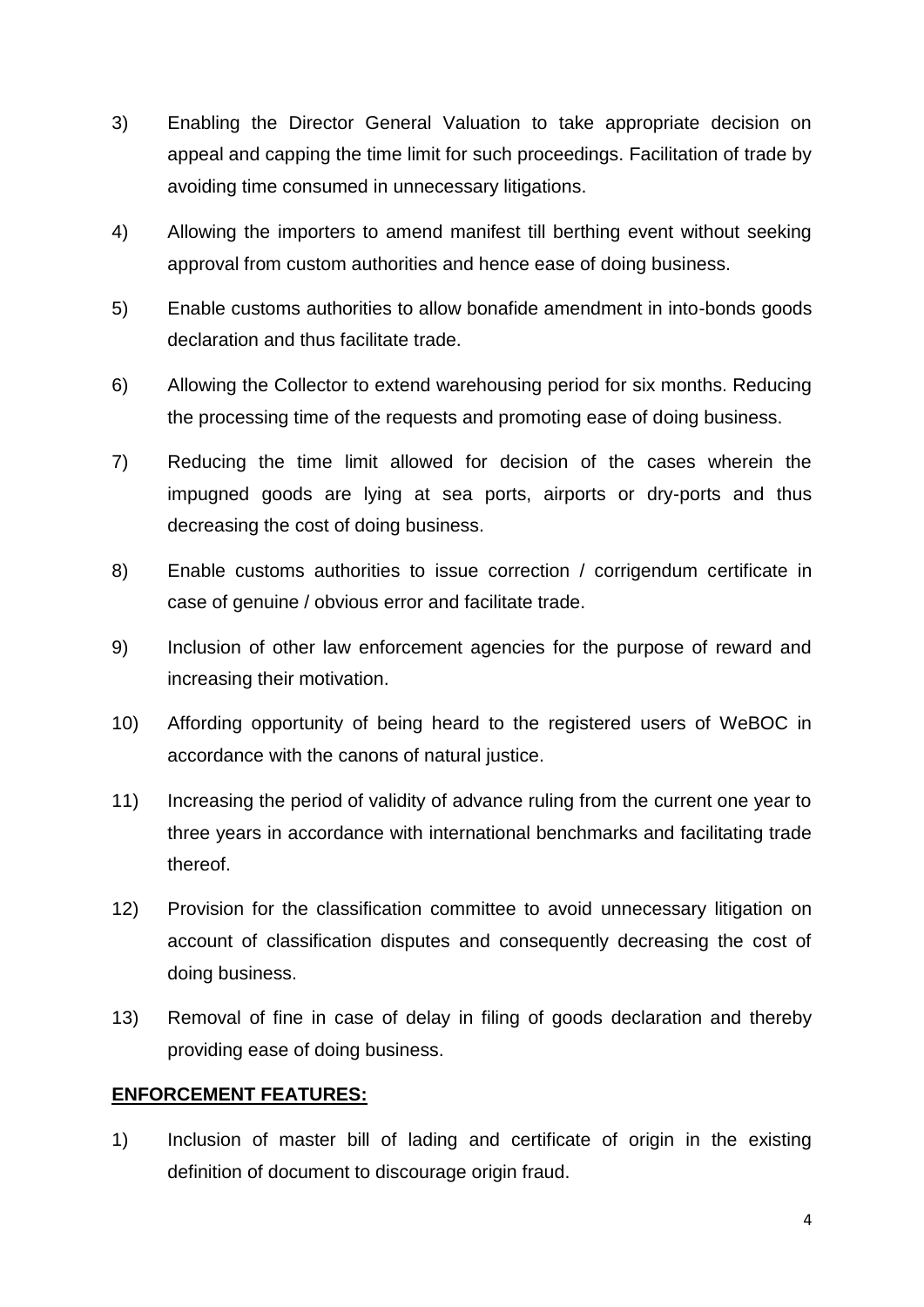3) Enabling the Director General Valuation to take appropriate decision on appeal and capping the time limit for such proceedings. Facilitation of trade by avoiding time consumed in unnecessary litigations.

4) Allowing the importers to amend manifest till berthing event without seeking approval from custom authorities and hence ease of doing business.

5) Enable customs authorities to allow bonafide amendment in into-bonds goods declaration and thus facilitate trade.

6) Allowing the Collector to extend warehousing period for six months. Reducing the processing time of the requests and promoting ease of doing business.

7) Reducing the time limit allowed for decision of the cases wherein the impugned goods are lying at sea ports, airports or dry-ports and thus decreasing the cost of doing business.

8) Enable customs authorities to issue correction / corrigendum certificate in case of genuine / obvious error and facilitate trade.

9) Inclusion of other law enforcement agencies for the purpose of reward and increasing their motivation.

10) Affording opportunity of being heard to the registered users of WeBOC in accordance with the canons of natural justice.

11) Increasing the period of validity of advance ruling from the current one year to three years in accordance with international benchmarks and facilitating trade thereof.

12) Provision for the classification committee to avoid unnecessary litigation on account of classification disputes and consequently decreasing the cost of doing business.

13) Removal of fine in case of delay in filing of goods declaration and thereby providing ease of doing business.

**ENFORCEMENT FEATURES:**

1) Inclusion of master bill of lading and certificate of origin in the existing definition of document to discourage origin fraud.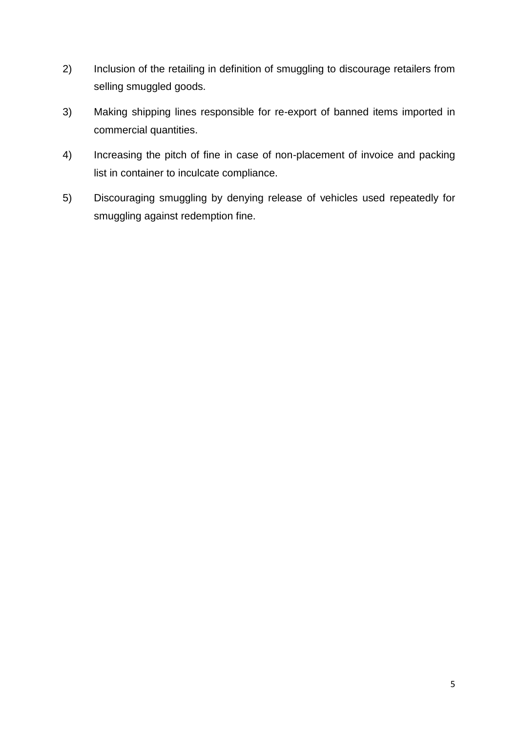2) Inclusion of the retailing in definition of smuggling to discourage retailers from selling smuggled goods.

3) Making shipping lines responsible for re-export of banned items imported in commercial quantities.

4) Increasing the pitch of fine in case of non-placement of invoice and packing list in container to inculcate compliance.

5) Discouraging smuggling by denying release of vehicles used repeatedly for smuggling against redemption fine.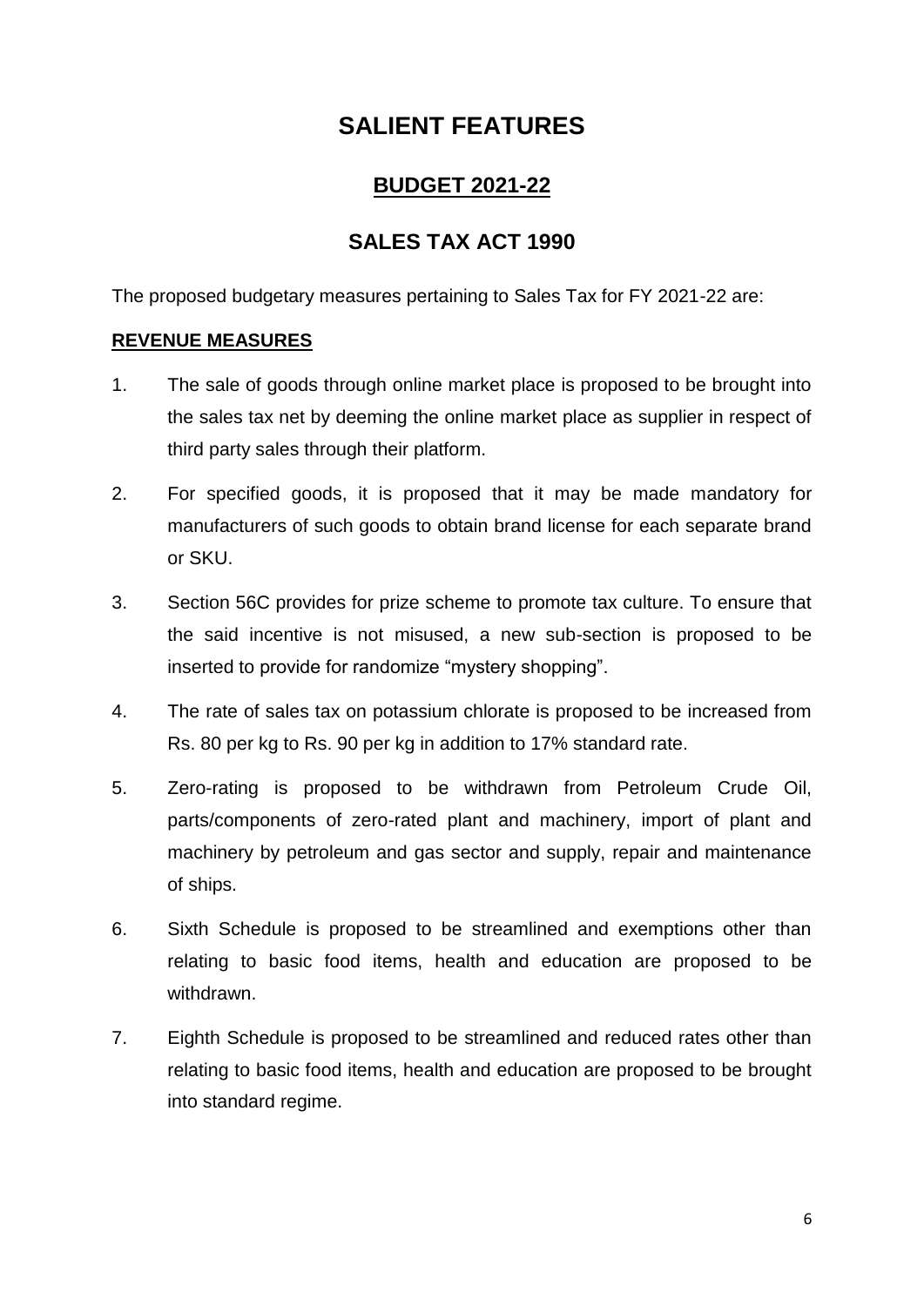# SALIENT FEATURES

## BUDGET 2021-22

## SALES TAX ACT 1990

The proposed budgetary measures pertaining to Sales Tax for FY 2021-22 are:

**REVENUE MEASURES**

1. The sale of goods through online market place is proposed to be brought into the sales tax net by deeming the online market place as supplier in respect of third party sales through their platform.
2. For specified goods, it is proposed that it may be made mandatory for manufacturers of such goods to obtain brand license for each separate brand or SKU.
3. Section 56C provides for prize scheme to promote tax culture. To ensure that the said incentive is not misused, a new sub-section is proposed to be inserted to provide for randomize "mystery shopping".
4. The rate of sales tax on potassium chlorate is proposed to be increased from Rs. 80 per kg to Rs. 90 per kg in addition to 17% standard rate.
5. Zero-rating is proposed to be withdrawn from Petroleum Crude Oil, parts/components of zero-rated plant and machinery, import of plant and machinery by petroleum and gas sector and supply, repair and maintenance of ships.
6. Sixth Schedule is proposed to be streamlined and exemptions other than relating to basic food items, health and education are proposed to be withdrawn.
7. Eighth Schedule is proposed to be streamlined and reduced rates other than relating to basic food items, health and education are proposed to be brought into standard regime.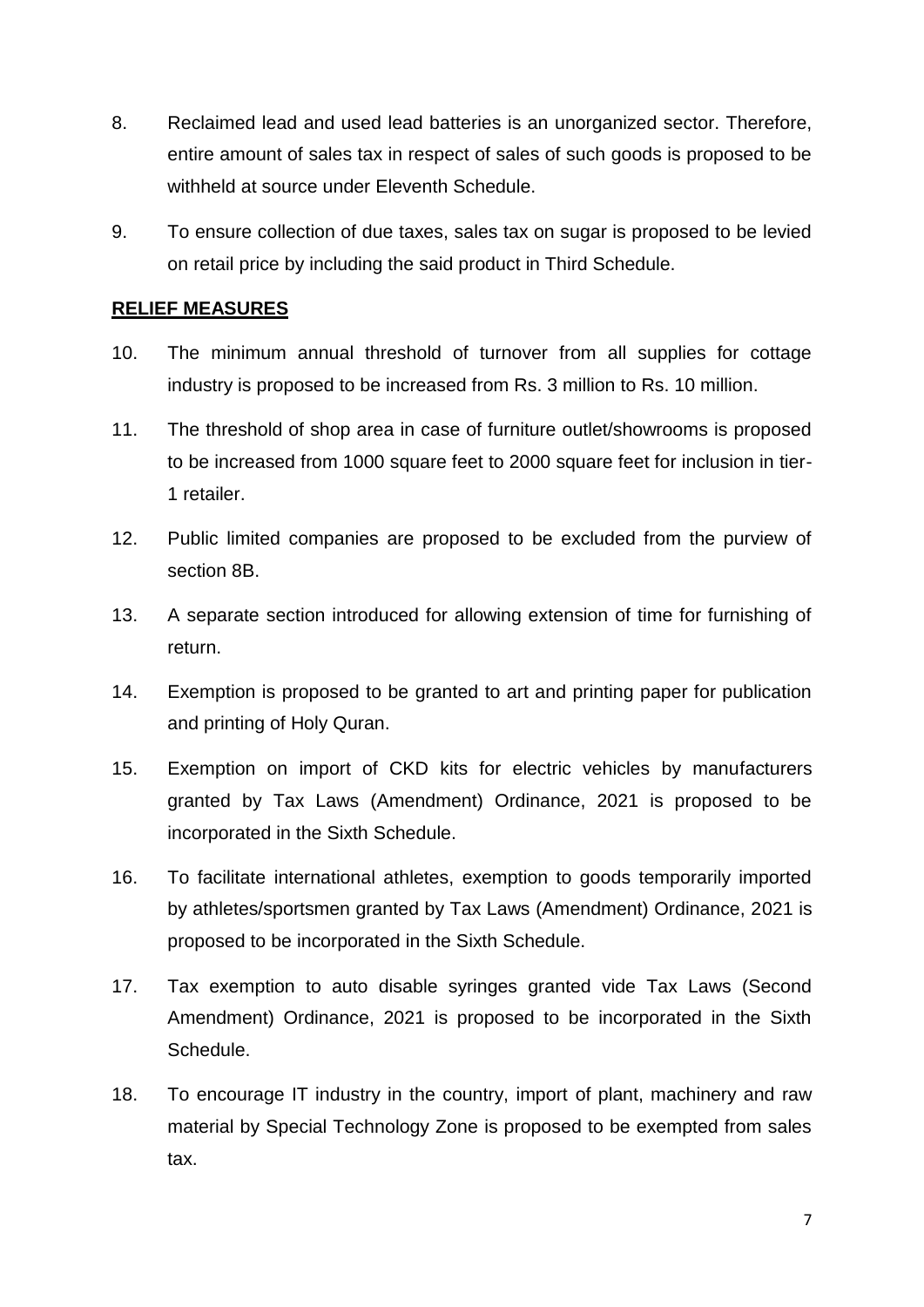8. Reclaimed lead and used lead batteries is an unorganized sector. Therefore, entire amount of sales tax in respect of sales of such goods is proposed to be withheld at source under Eleventh Schedule.

9. To ensure collection of due taxes, sales tax on sugar is proposed to be levied on retail price by including the said product in Third Schedule.

**RELIEF MEASURES**

10. The minimum annual threshold of turnover from all supplies for cottage industry is proposed to be increased from Rs. 3 million to Rs. 10 million.

11. The threshold of shop area in case of furniture outlet/showrooms is proposed to be increased from 1000 square feet to 2000 square feet for inclusion in tier-1 retailer.

12. Public limited companies are proposed to be excluded from the purview of section 8B.

13. A separate section introduced for allowing extension of time for furnishing of return.

14. Exemption is proposed to be granted to art and printing paper for publication and printing of Holy Quran.

15. Exemption on import of CKD kits for electric vehicles by manufacturers granted by Tax Laws (Amendment) Ordinance, 2021 is proposed to be incorporated in the Sixth Schedule.

16. To facilitate international athletes, exemption to goods temporarily imported by athletes/sportsmen granted by Tax Laws (Amendment) Ordinance, 2021 is proposed to be incorporated in the Sixth Schedule.

17. Tax exemption to auto disable syringes granted vide Tax Laws (Second Amendment) Ordinance, 2021 is proposed to be incorporated in the Sixth Schedule.

18. To encourage IT industry in the country, import of plant, machinery and raw material by Special Technology Zone is proposed to be exempted from sales tax.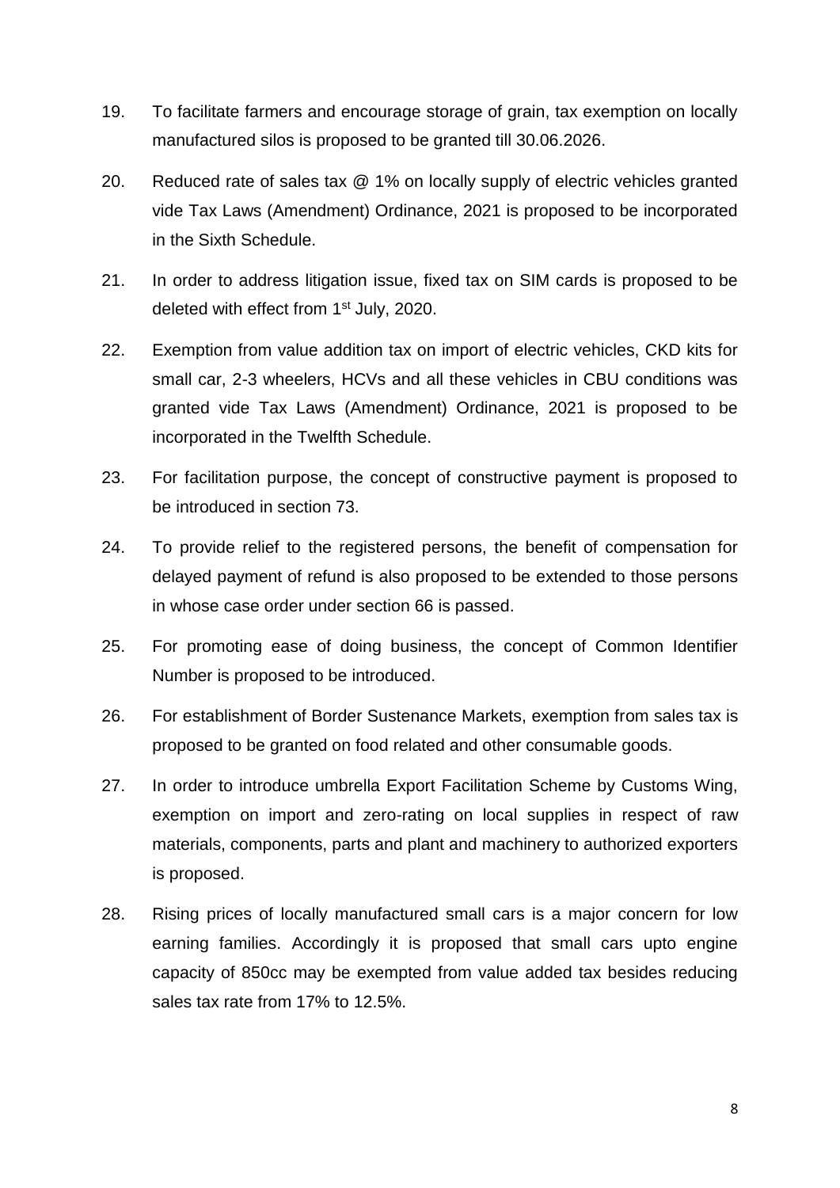19. To facilitate farmers and encourage storage of grain, tax exemption on locally manufactured silos is proposed to be granted till 30.06.2026.

20. Reduced rate of sales tax @ 1% on locally supply of electric vehicles granted vide Tax Laws (Amendment) Ordinance, 2021 is proposed to be incorporated in the Sixth Schedule.

21. In order to address litigation issue, fixed tax on SIM cards is proposed to be deleted with effect from 1st July, 2020.

22. Exemption from value addition tax on import of electric vehicles, CKD kits for small car, 2-3 wheelers, HCVs and all these vehicles in CBU conditions was granted vide Tax Laws (Amendment) Ordinance, 2021 is proposed to be incorporated in the Twelfth Schedule.

23. For facilitation purpose, the concept of constructive payment is proposed to be introduced in section 73.

24. To provide relief to the registered persons, the benefit of compensation for delayed payment of refund is also proposed to be extended to those persons in whose case order under section 66 is passed.

25. For promoting ease of doing business, the concept of Common Identifier Number is proposed to be introduced.

26. For establishment of Border Sustenance Markets, exemption from sales tax is proposed to be granted on food related and other consumable goods.

27. In order to introduce umbrella Export Facilitation Scheme by Customs Wing, exemption on import and zero-rating on local supplies in respect of raw materials, components, parts and plant and machinery to authorized exporters is proposed.

28. Rising prices of locally manufactured small cars is a major concern for low earning families. Accordingly it is proposed that small cars upto engine capacity of 850cc may be exempted from value added tax besides reducing sales tax rate from 17% to 12.5%.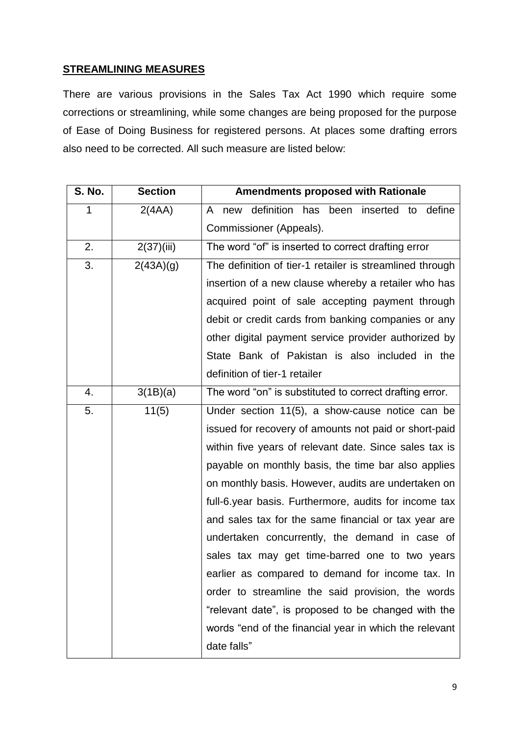## **STREAMLINING MEASURES**

There are various provisions in the Sales Tax Act 1990 which require some corrections or streamlining, while some changes are being proposed for the purpose of Ease of Doing Business for registered persons. At places some drafting errors also need to be corrected. All such measure are listed below:

| S. No. | Section | Amendments proposed with Rationale |
|---|---|---|
| 1 | 2(4AA) | A new definition has been inserted to define Commissioner (Appeals). |
| 2. | 2(37)(iii) | The word "of" is inserted to correct drafting error |
| 3. | 2(43A)(g) | The definition of tier-1 retailer is streamlined through insertion of a new clause whereby a retailer who has acquired point of sale accepting payment through debit or credit cards from banking companies or any other digital payment service provider authorized by State Bank of Pakistan is also included in the definition of tier-1 retailer |
| 4. | 3(1B)(a) | The word "on" is substituted to correct drafting error. |
| 5. | 11(5) | Under section 11(5), a show-cause notice can be issued for recovery of amounts not paid or short-paid within five years of relevant date. Since sales tax is payable on monthly basis, the time bar also applies on monthly basis. However, audits are undertaken on full-6.year basis. Furthermore, audits for income tax and sales tax for the same financial or tax year are undertaken concurrently, the demand in case of sales tax may get time-barred one to two years earlier as compared to demand for income tax. In order to streamline the said provision, the words "relevant date", is proposed to be changed with the words "end of the financial year in which the relevant date falls" |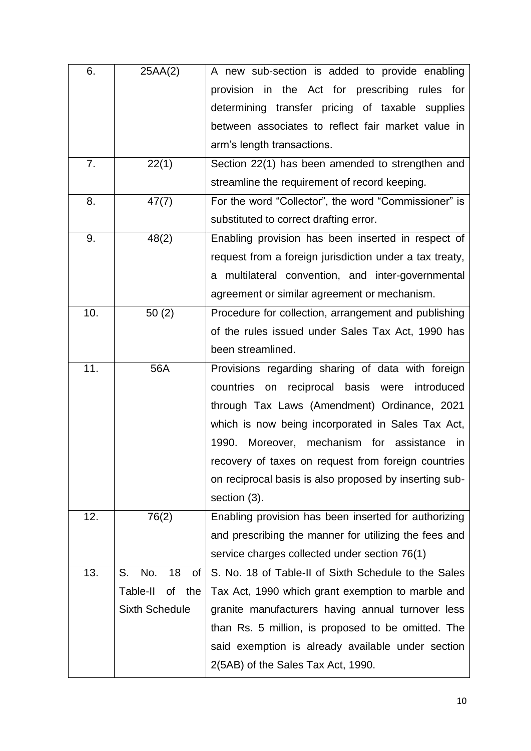| | | |
|---|---|---|
| 6. | 25AA(2) | A new sub-section is added to provide enabling provision in the Act for prescribing rules for determining transfer pricing of taxable supplies between associates to reflect fair market value in arm's length transactions. |
| 7. | 22(1) | Section 22(1) has been amended to strengthen and streamline the requirement of record keeping. |
| 8. | 47(7) | For the word "Collector", the word "Commissioner" is substituted to correct drafting error. |
| 9. | 48(2) | Enabling provision has been inserted in respect of request from a foreign jurisdiction under a tax treaty, a multilateral convention, and inter-governmental agreement or similar agreement or mechanism. |
| 10. | 50 (2) | Procedure for collection, arrangement and publishing of the rules issued under Sales Tax Act, 1990 has been streamlined. |
| 11. | 56A | Provisions regarding sharing of data with foreign countries on reciprocal basis were introduced through Tax Laws (Amendment) Ordinance, 2021 which is now being incorporated in Sales Tax Act, 1990. Moreover, mechanism for assistance in recovery of taxes on request from foreign countries on reciprocal basis is also proposed by inserting sub-section (3). |
| 12. | 76(2) | Enabling provision has been inserted for authorizing and prescribing the manner for utilizing the fees and service charges collected under section 76(1) |
| 13. | S. No. 18 of Table-II of the Sixth Schedule | S. No. 18 of Table-II of Sixth Schedule to the Sales Tax Act, 1990 which grant exemption to marble and granite manufacturers having annual turnover less than Rs. 5 million, is proposed to be omitted. The said exemption is already available under section 2(5AB) of the Sales Tax Act, 1990. |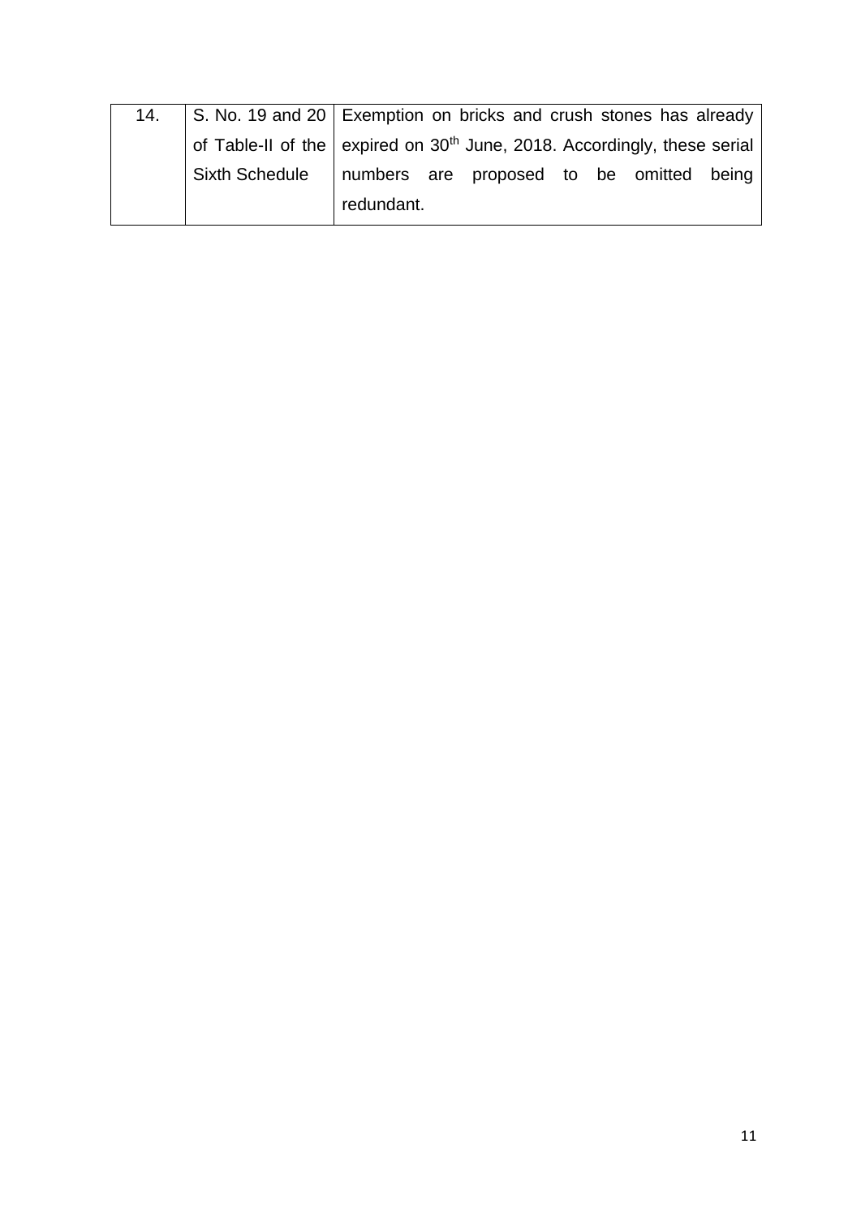| | | |
|---|---|---|
| 14. | S. No. 19 and 20 of Table-II of the Sixth Schedule | Exemption on bricks and crush stones has already expired on 30th June, 2018. Accordingly, these serial numbers are proposed to be omitted being redundant. |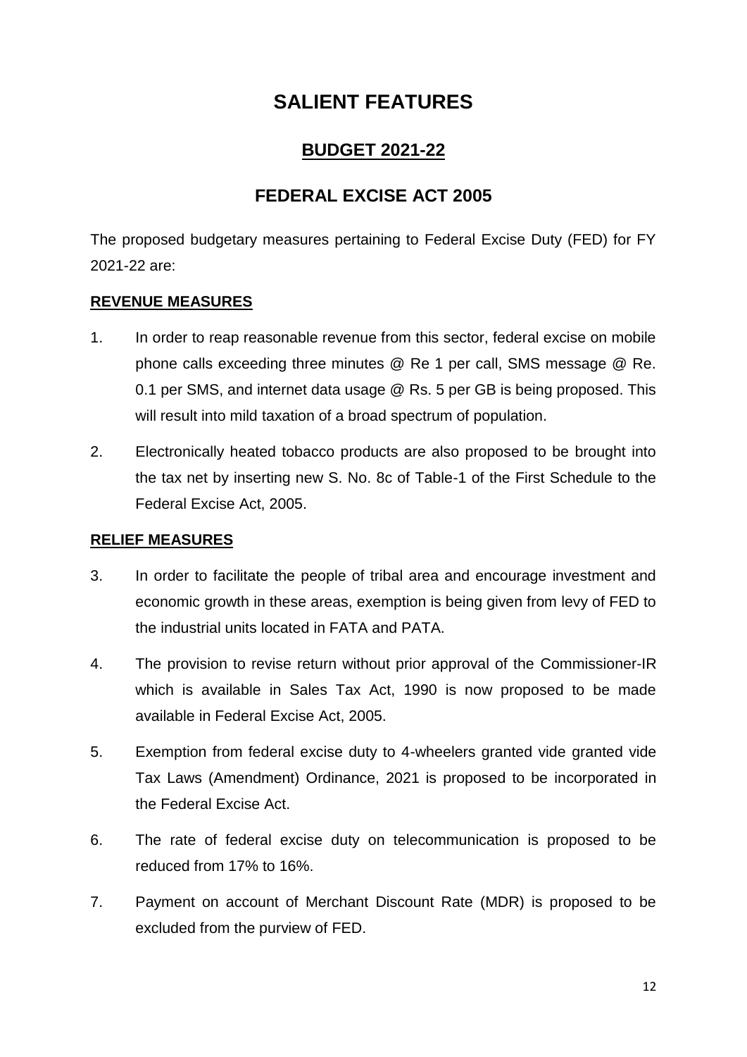# SALIENT FEATURES

## BUDGET 2021-22

## FEDERAL EXCISE ACT 2005

The proposed budgetary measures pertaining to Federal Excise Duty (FED) for FY 2021-22 are:

**REVENUE MEASURES**

1. In order to reap reasonable revenue from this sector, federal excise on mobile phone calls exceeding three minutes @ Re 1 per call, SMS message @ Re. 0.1 per SMS, and internet data usage @ Rs. 5 per GB is being proposed. This will result into mild taxation of a broad spectrum of population.

2. Electronically heated tobacco products are also proposed to be brought into the tax net by inserting new S. No. 8c of Table-1 of the First Schedule to the Federal Excise Act, 2005.

**RELIEF MEASURES**

3. In order to facilitate the people of tribal area and encourage investment and economic growth in these areas, exemption is being given from levy of FED to the industrial units located in FATA and PATA.

4. The provision to revise return without prior approval of the Commissioner-IR which is available in Sales Tax Act, 1990 is now proposed to be made available in Federal Excise Act, 2005.

5. Exemption from federal excise duty to 4-wheelers granted vide granted vide Tax Laws (Amendment) Ordinance, 2021 is proposed to be incorporated in the Federal Excise Act.

6. The rate of federal excise duty on telecommunication is proposed to be reduced from 17% to 16%.

7. Payment on account of Merchant Discount Rate (MDR) is proposed to be excluded from the purview of FED.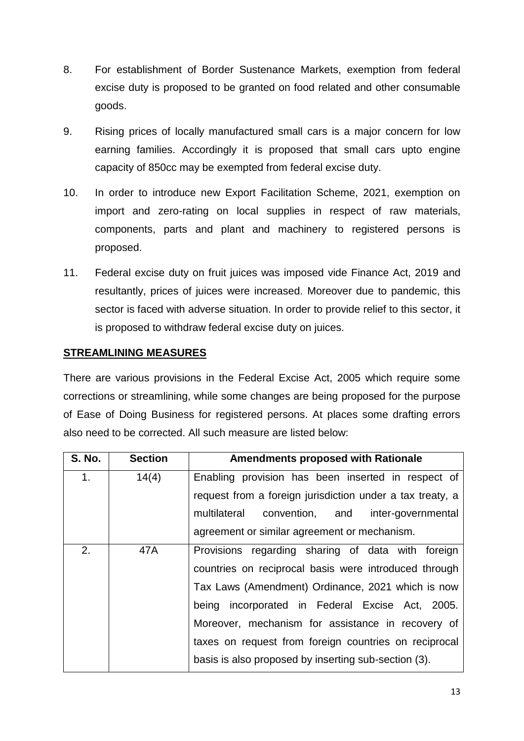8. For establishment of Border Sustenance Markets, exemption from federal excise duty is proposed to be granted on food related and other consumable goods.

9. Rising prices of locally manufactured small cars is a major concern for low earning families. Accordingly it is proposed that small cars upto engine capacity of 850cc may be exempted from federal excise duty.

10. In order to introduce new Export Facilitation Scheme, 2021, exemption on import and zero-rating on local supplies in respect of raw materials, components, parts and plant and machinery to registered persons is proposed.

11. Federal excise duty on fruit juices was imposed vide Finance Act, 2019 and resultantly, prices of juices were increased. Moreover due to pandemic, this sector is faced with adverse situation. In order to provide relief to this sector, it is proposed to withdraw federal excise duty on juices.

**STREAMLINING MEASURES**

There are various provisions in the Federal Excise Act, 2005 which require some corrections or streamlining, while some changes are being proposed for the purpose of Ease of Doing Business for registered persons. At places some drafting errors also need to be corrected. All such measure are listed below:

| S. No. | Section | Amendments proposed with Rationale |
|---|---|---|
| 1. | 14(4) | Enabling provision has been inserted in respect of request from a foreign jurisdiction under a tax treaty, a multilateral convention, and inter-governmental agreement or similar agreement or mechanism. |
| 2. | 47A | Provisions regarding sharing of data with foreign countries on reciprocal basis were introduced through Tax Laws (Amendment) Ordinance, 2021 which is now being incorporated in Federal Excise Act, 2005. Moreover, mechanism for assistance in recovery of taxes on request from foreign countries on reciprocal basis is also proposed by inserting sub-section (3). |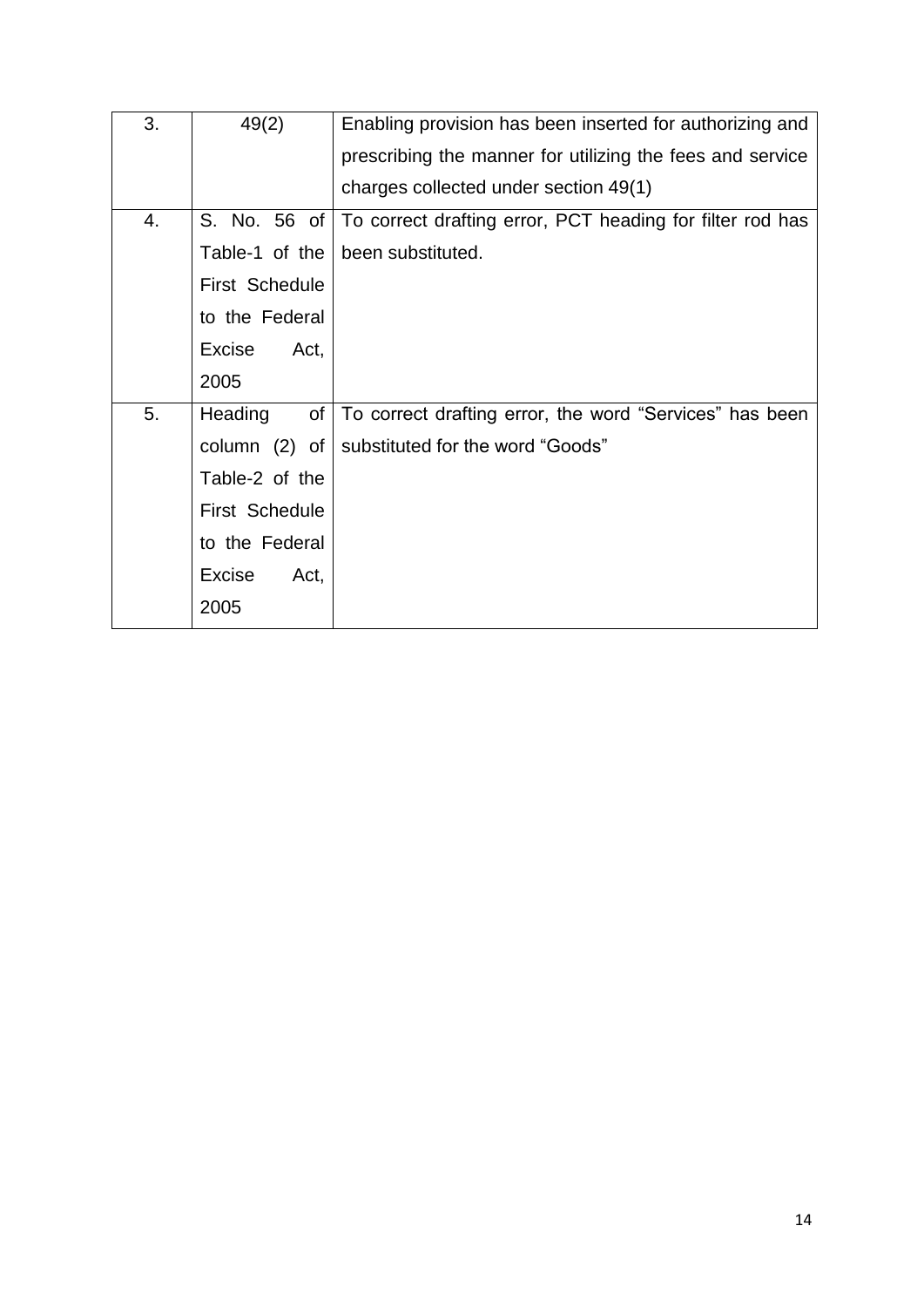| | | |
|---|---|---|
| 3. | 49(2) | Enabling provision has been inserted for authorizing and prescribing the manner for utilizing the fees and service charges collected under section 49(1) |
| 4. | S. No. 56 of Table-1 of the First Schedule to the Federal Excise Act, 2005 | To correct drafting error, PCT heading for filter rod has been substituted. |
| 5. | Heading of column (2) of Table-2 of the First Schedule to the Federal Excise Act, 2005 | To correct drafting error, the word "Services" has been substituted for the word "Goods" |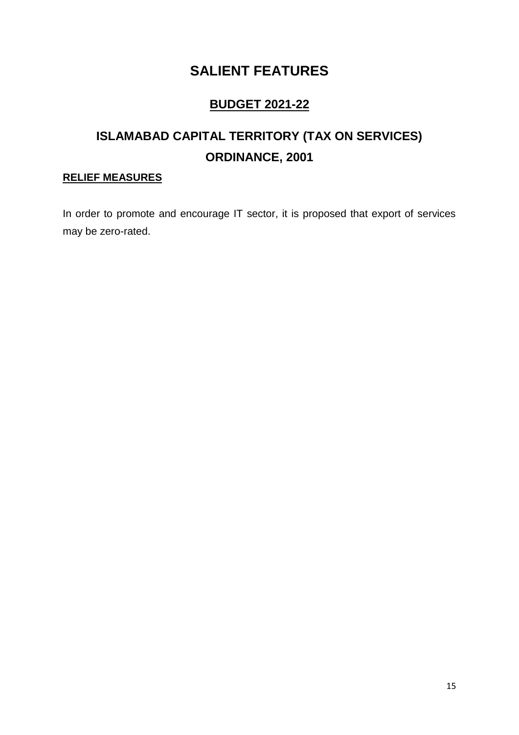# SALIENT FEATURES

## BUDGET 2021-22

## ISLAMABAD CAPITAL TERRITORY (TAX ON SERVICES) ORDINANCE, 2001

### RELIEF MEASURES

In order to promote and encourage IT sector, it is proposed that export of services may be zero-rated.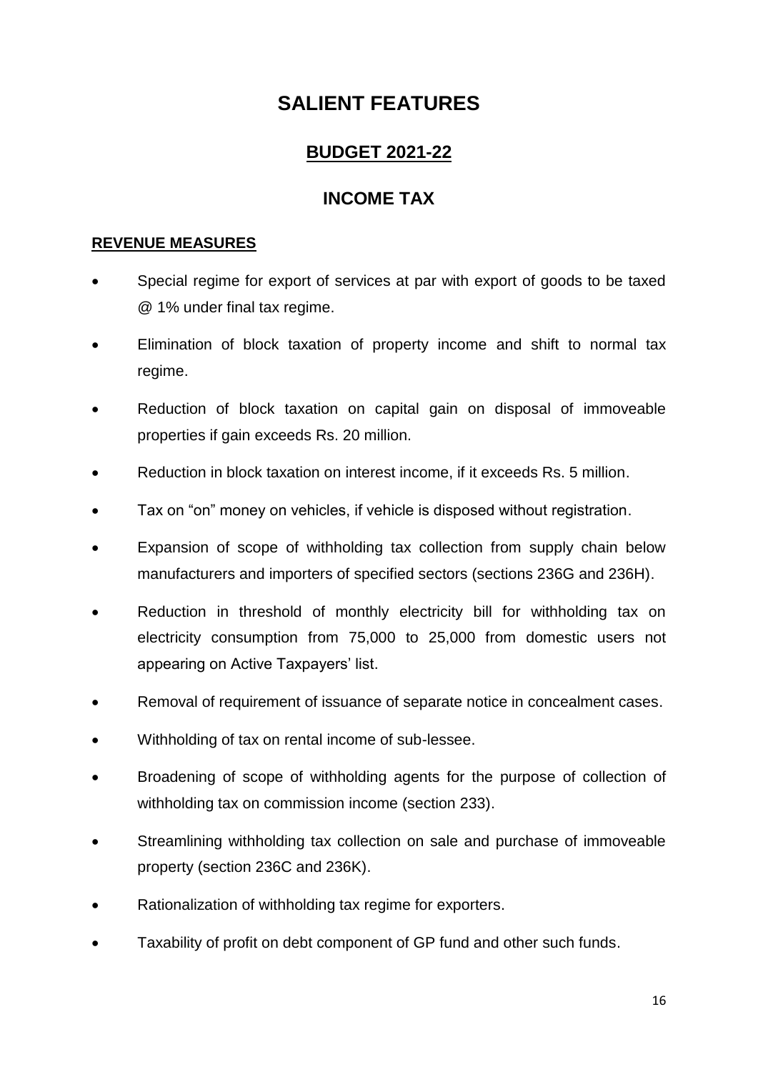# SALIENT FEATURES

## BUDGET 2021-22

## INCOME TAX

### REVENUE MEASURES

- Special regime for export of services at par with export of goods to be taxed @ 1% under final tax regime.
- Elimination of block taxation of property income and shift to normal tax regime.
- Reduction of block taxation on capital gain on disposal of immoveable properties if gain exceeds Rs. 20 million.
- Reduction in block taxation on interest income, if it exceeds Rs. 5 million.
- Tax on "on" money on vehicles, if vehicle is disposed without registration.
- Expansion of scope of withholding tax collection from supply chain below manufacturers and importers of specified sectors (sections 236G and 236H).
- Reduction in threshold of monthly electricity bill for withholding tax on electricity consumption from 75,000 to 25,000 from domestic users not appearing on Active Taxpayers' list.
- Removal of requirement of issuance of separate notice in concealment cases.
- Withholding of tax on rental income of sub-lessee.
- Broadening of scope of withholding agents for the purpose of collection of withholding tax on commission income (section 233).
- Streamlining withholding tax collection on sale and purchase of immoveable property (section 236C and 236K).
- Rationalization of withholding tax regime for exporters.
- Taxability of profit on debt component of GP fund and other such funds.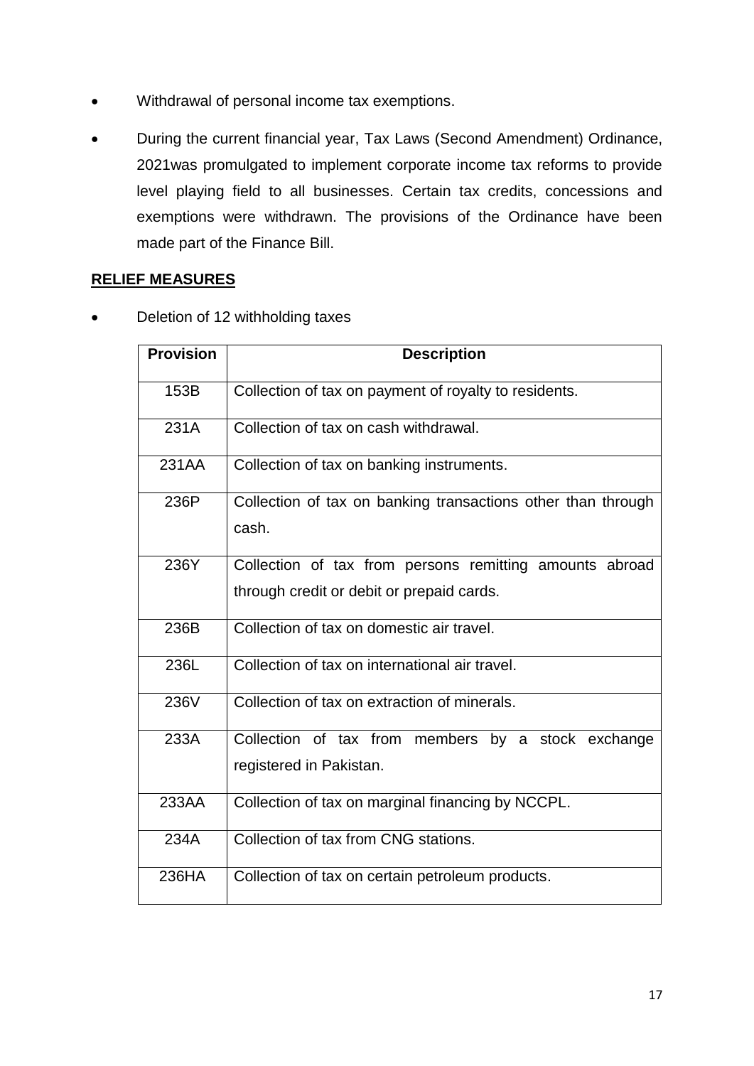- Withdrawal of personal income tax exemptions.
- During the current financial year, Tax Laws (Second Amendment) Ordinance, 2021was promulgated to implement corporate income tax reforms to provide level playing field to all businesses. Certain tax credits, concessions and exemptions were withdrawn. The provisions of the Ordinance have been made part of the Finance Bill.

**RELIEF MEASURES**

- Deletion of 12 withholding taxes

| Provision | Description |
|---|---|
| 153B | Collection of tax on payment of royalty to residents. |
| 231A | Collection of tax on cash withdrawal. |
| 231AA | Collection of tax on banking instruments. |
| 236P | Collection of tax on banking transactions other than through cash. |
| 236Y | Collection of tax from persons remitting amounts abroad through credit or debit or prepaid cards. |
| 236B | Collection of tax on domestic air travel. |
| 236L | Collection of tax on international air travel. |
| 236V | Collection of tax on extraction of minerals. |
| 233A | Collection of tax from members by a stock exchange registered in Pakistan. |
| 233AA | Collection of tax on marginal financing by NCCPL. |
| 234A | Collection of tax from CNG stations. |
| 236HA | Collection of tax on certain petroleum products. |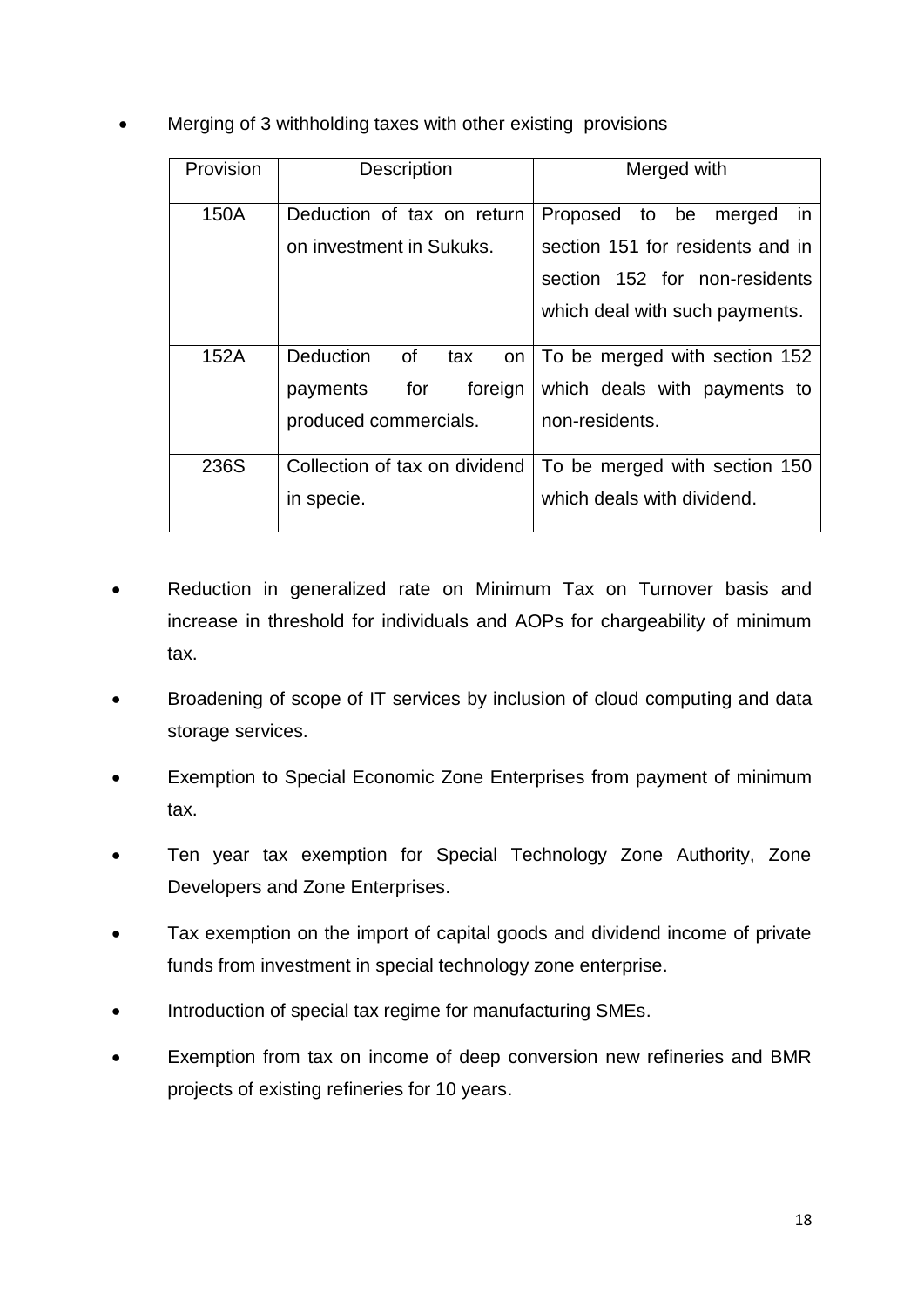- Merging of 3 withholding taxes with other existing provisions

| Provision | Description | Merged with |
|---|---|---|
| 150A | Deduction of tax on return on investment in Sukuks. | Proposed to be merged in section 151 for residents and in section 152 for non-residents which deal with such payments. |
| 152A | Deduction of tax on payments for foreign produced commercials. | To be merged with section 152 which deals with payments to non-residents. |
| 236S | Collection of tax on dividend in specie. | To be merged with section 150 which deals with dividend. |

- Reduction in generalized rate on Minimum Tax on Turnover basis and increase in threshold for individuals and AOPs for chargeability of minimum tax.
- Broadening of scope of IT services by inclusion of cloud computing and data storage services.
- Exemption to Special Economic Zone Enterprises from payment of minimum tax.
- Ten year tax exemption for Special Technology Zone Authority, Zone Developers and Zone Enterprises.
- Tax exemption on the import of capital goods and dividend income of private funds from investment in special technology zone enterprise.
- Introduction of special tax regime for manufacturing SMEs.
- Exemption from tax on income of deep conversion new refineries and BMR projects of existing refineries for 10 years.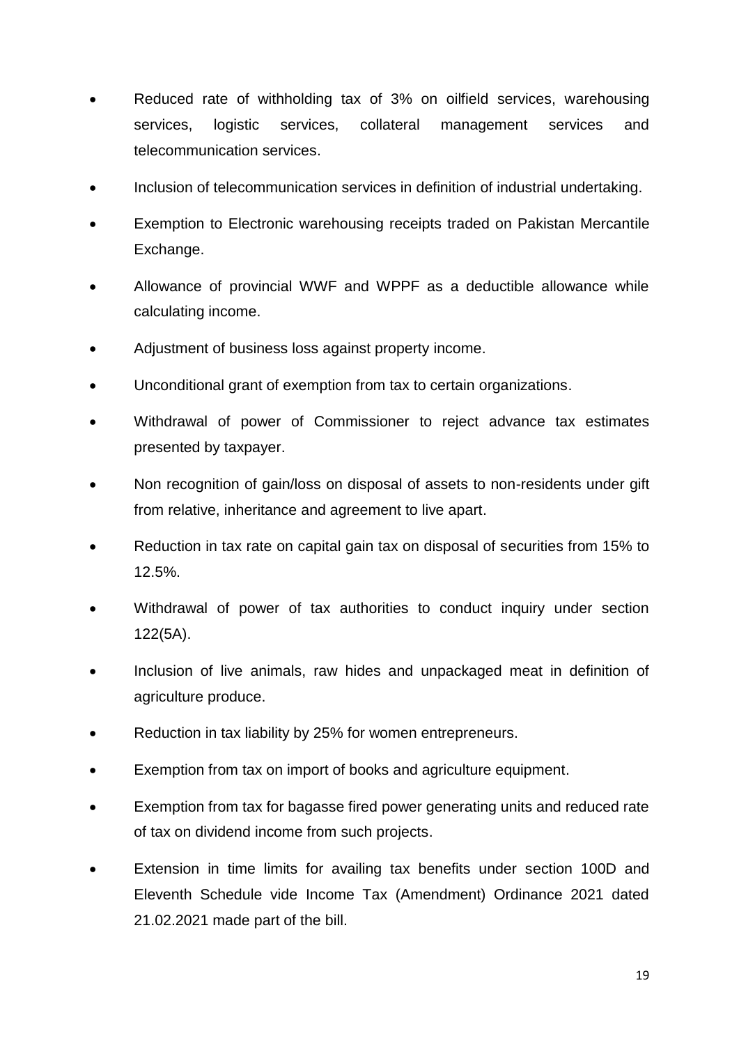- Reduced rate of withholding tax of 3% on oilfield services, warehousing services, logistic services, collateral management services and telecommunication services.
- Inclusion of telecommunication services in definition of industrial undertaking.
- Exemption to Electronic warehousing receipts traded on Pakistan Mercantile Exchange.
- Allowance of provincial WWF and WPPF as a deductible allowance while calculating income.
- Adjustment of business loss against property income.
- Unconditional grant of exemption from tax to certain organizations.
- Withdrawal of power of Commissioner to reject advance tax estimates presented by taxpayer.
- Non recognition of gain/loss on disposal of assets to non-residents under gift from relative, inheritance and agreement to live apart.
- Reduction in tax rate on capital gain tax on disposal of securities from 15% to 12.5%.
- Withdrawal of power of tax authorities to conduct inquiry under section 122(5A).
- Inclusion of live animals, raw hides and unpackaged meat in definition of agriculture produce.
- Reduction in tax liability by 25% for women entrepreneurs.
- Exemption from tax on import of books and agriculture equipment.
- Exemption from tax for bagasse fired power generating units and reduced rate of tax on dividend income from such projects.
- Extension in time limits for availing tax benefits under section 100D and Eleventh Schedule vide Income Tax (Amendment) Ordinance 2021 dated 21.02.2021 made part of the bill.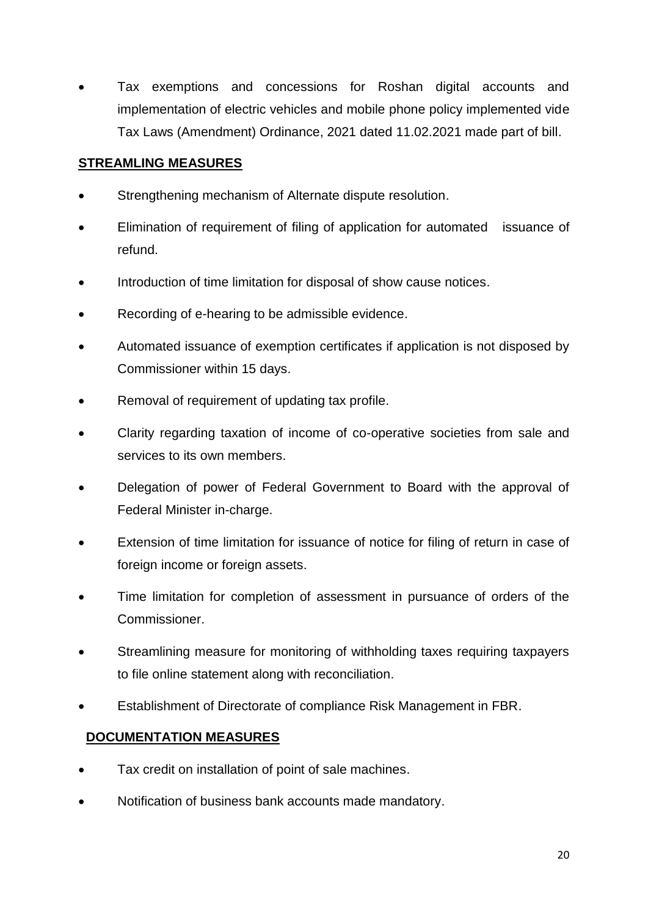- Tax exemptions and concessions for Roshan digital accounts and implementation of electric vehicles and mobile phone policy implemented vide Tax Laws (Amendment) Ordinance, 2021 dated 11.02.2021 made part of bill.

## STREAMLING MEASURES

- Strengthening mechanism of Alternate dispute resolution.
- Elimination of requirement of filing of application for automated issuance of refund.
- Introduction of time limitation for disposal of show cause notices.
- Recording of e-hearing to be admissible evidence.
- Automated issuance of exemption certificates if application is not disposed by Commissioner within 15 days.
- Removal of requirement of updating tax profile.
- Clarity regarding taxation of income of co-operative societies from sale and services to its own members.
- Delegation of power of Federal Government to Board with the approval of Federal Minister in-charge.
- Extension of time limitation for issuance of notice for filing of return in case of foreign income or foreign assets.
- Time limitation for completion of assessment in pursuance of orders of the Commissioner.
- Streamlining measure for monitoring of withholding taxes requiring taxpayers to file online statement along with reconciliation.
- Establishment of Directorate of compliance Risk Management in FBR.

## DOCUMENTATION MEASURES

- Tax credit on installation of point of sale machines.
- Notification of business bank accounts made mandatory.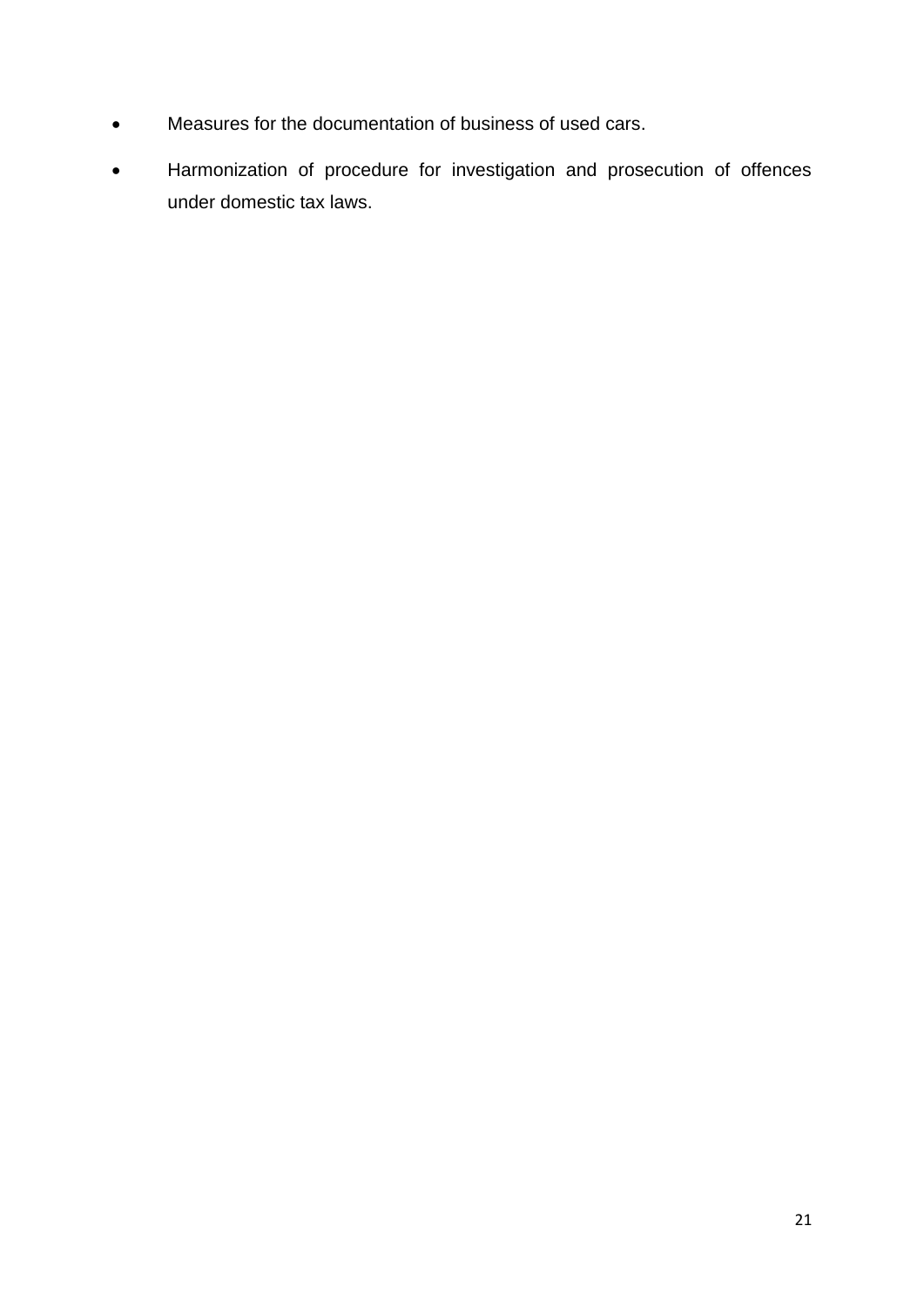- Measures for the documentation of business of used cars.
- Harmonization of procedure for investigation and prosecution of offences under domestic tax laws.